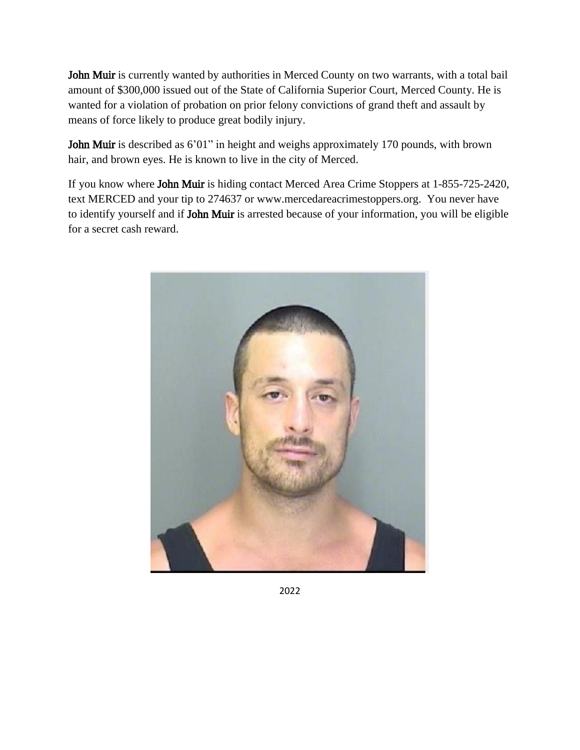**John Muir** is currently wanted by authorities in Merced County on two warrants, with a total bail amount of $300,000 issued out of the State of California Superior Court, Merced County. He is wanted for a violation of probation on prior felony convictions of grand theft and assault by means of force likely to produce great bodily injury.

**John Muir** is described as 6'01" in height and weighs approximately 170 pounds, with brown hair, and brown eyes. He is known to live in the city of Merced.

If you know where **John Muir** is hiding contact Merced Area Crime Stoppers at 1-855-725-2420, text MERCED and your tip to 274637 or www.mercedareacrimestoppers.org. You never have to identify yourself and if **John Muir** is arrested because of your information, you will be eligible for a secret cash reward.

2022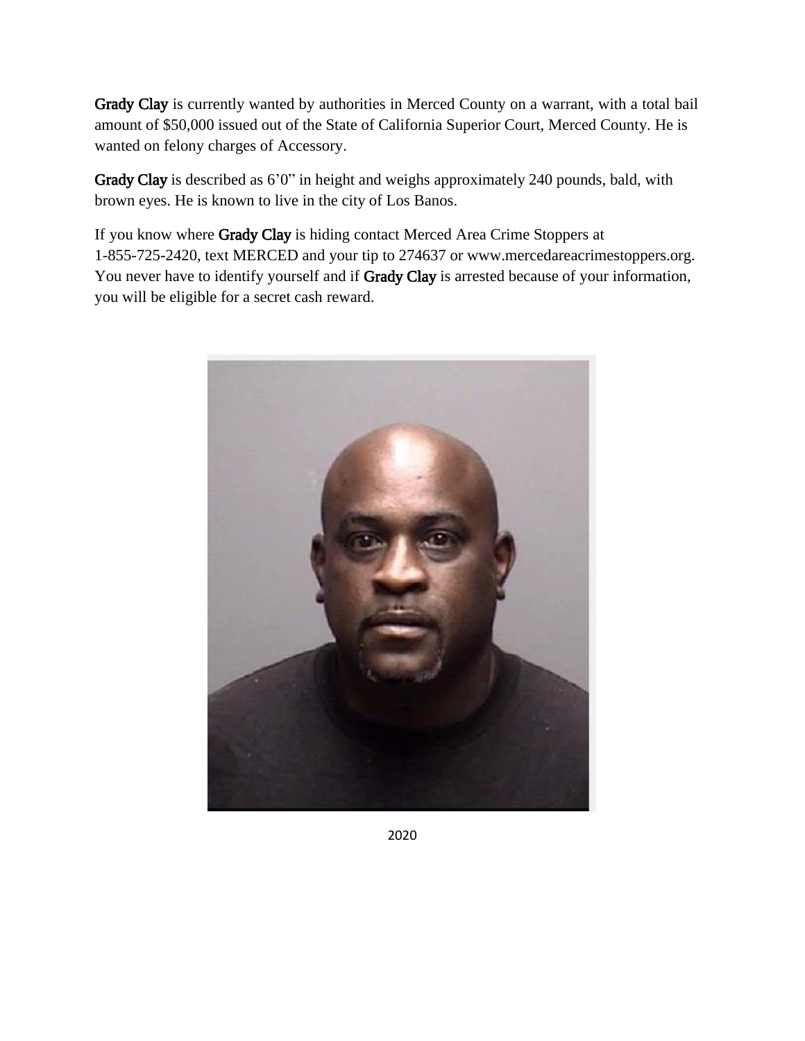**Grady Clay** is currently wanted by authorities in Merced County on a warrant, with a total bail amount of $50,000 issued out of the State of California Superior Court, Merced County. He is wanted on felony charges of Accessory.

**Grady Clay** is described as 6'0" in height and weighs approximately 240 pounds, bald, with brown eyes. He is known to live in the city of Los Banos.

If you know where **Grady Clay** is hiding contact Merced Area Crime Stoppers at 1-855-725-2420, text MERCED and your tip to 274637 or www.mercedareacrimestoppers.org. You never have to identify yourself and if **Grady Clay** is arrested because of your information, you will be eligible for a secret cash reward.

2020